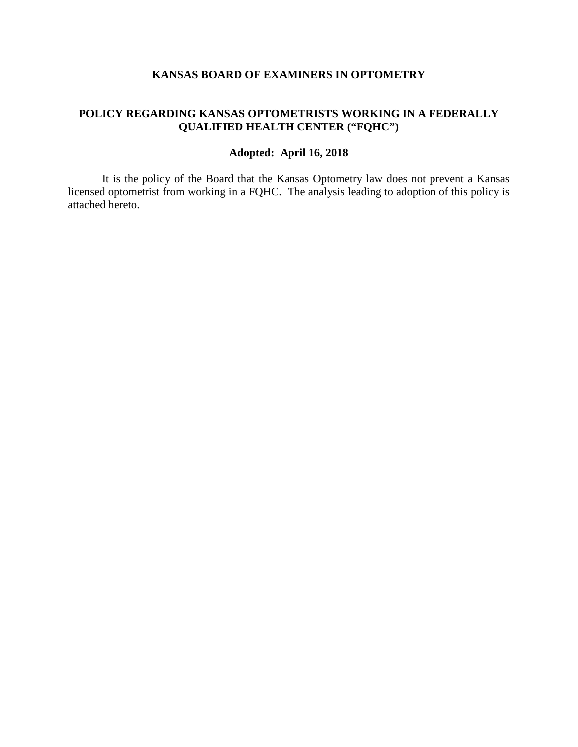# KANSAS BOARD OF EXAMINERS IN OPTOMETRY

## POLICY REGARDING KANSAS OPTOMETRISTS WORKING IN A FEDERALLY QUALIFIED HEALTH CENTER ("FQHC")

### Adopted: April 16, 2018

It is the policy of the Board that the Kansas Optometry law does not prevent a Kansas licensed optometrist from working in a FQHC. The analysis leading to adoption of this policy is attached hereto.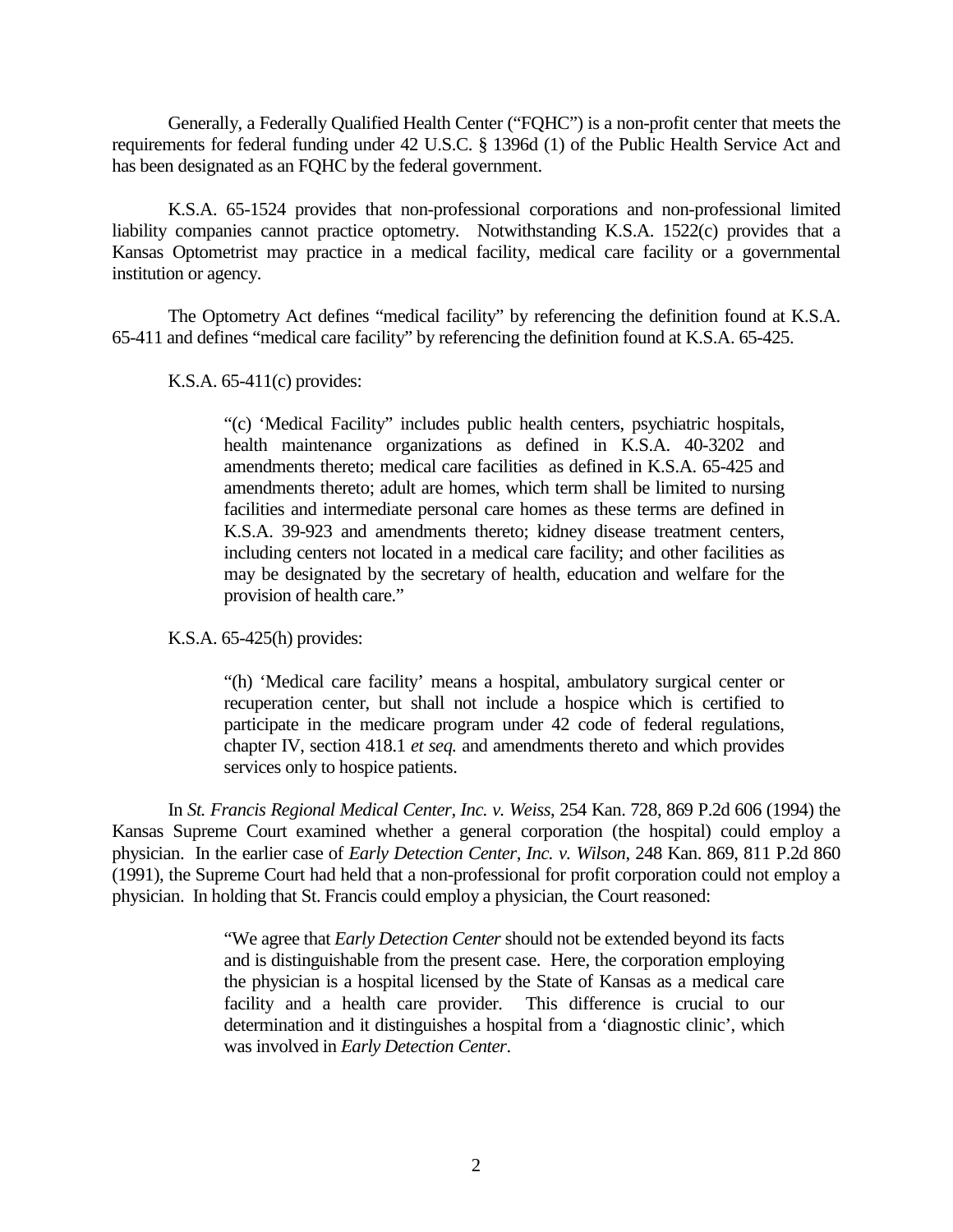Generally, a Federally Qualified Health Center ("FQHC") is a non-profit center that meets the requirements for federal funding under 42 U.S.C. § 1396d (1) of the Public Health Service Act and has been designated as an FQHC by the federal government.

K.S.A. 65-1524 provides that non-professional corporations and non-professional limited liability companies cannot practice optometry. Notwithstanding K.S.A. 1522(c) provides that a Kansas Optometrist may practice in a medical facility, medical care facility or a governmental institution or agency.

The Optometry Act defines "medical facility" by referencing the definition found at K.S.A. 65-411 and defines "medical care facility" by referencing the definition found at K.S.A. 65-425.

K.S.A. 65-411(c) provides:

> "(c) 'Medical Facility" includes public health centers, psychiatric hospitals, health maintenance organizations as defined in K.S.A. 40-3202 and amendments thereto; medical care facilities as defined in K.S.A. 65-425 and amendments thereto; adult are homes, which term shall be limited to nursing facilities and intermediate personal care homes as these terms are defined in K.S.A. 39-923 and amendments thereto; kidney disease treatment centers, including centers not located in a medical care facility; and other facilities as may be designated by the secretary of health, education and welfare for the provision of health care."

K.S.A. 65-425(h) provides:

> "(h) 'Medical care facility' means a hospital, ambulatory surgical center or recuperation center, but shall not include a hospice which is certified to participate in the medicare program under 42 code of federal regulations, chapter IV, section 418.1 *et seq.* and amendments thereto and which provides services only to hospice patients.

In *St. Francis Regional Medical Center, Inc. v. Weiss*, 254 Kan. 728, 869 P.2d 606 (1994) the Kansas Supreme Court examined whether a general corporation (the hospital) could employ a physician. In the earlier case of *Early Detection Center, Inc. v. Wilson*, 248 Kan. 869, 811 P.2d 860 (1991), the Supreme Court had held that a non-professional for profit corporation could not employ a physician. In holding that St. Francis could employ a physician, the Court reasoned:

> "We agree that *Early Detection Center* should not be extended beyond its facts and is distinguishable from the present case. Here, the corporation employing the physician is a hospital licensed by the State of Kansas as a medical care facility and a health care provider. This difference is crucial to our determination and it distinguishes a hospital from a 'diagnostic clinic', which was involved in *Early Detection Center*.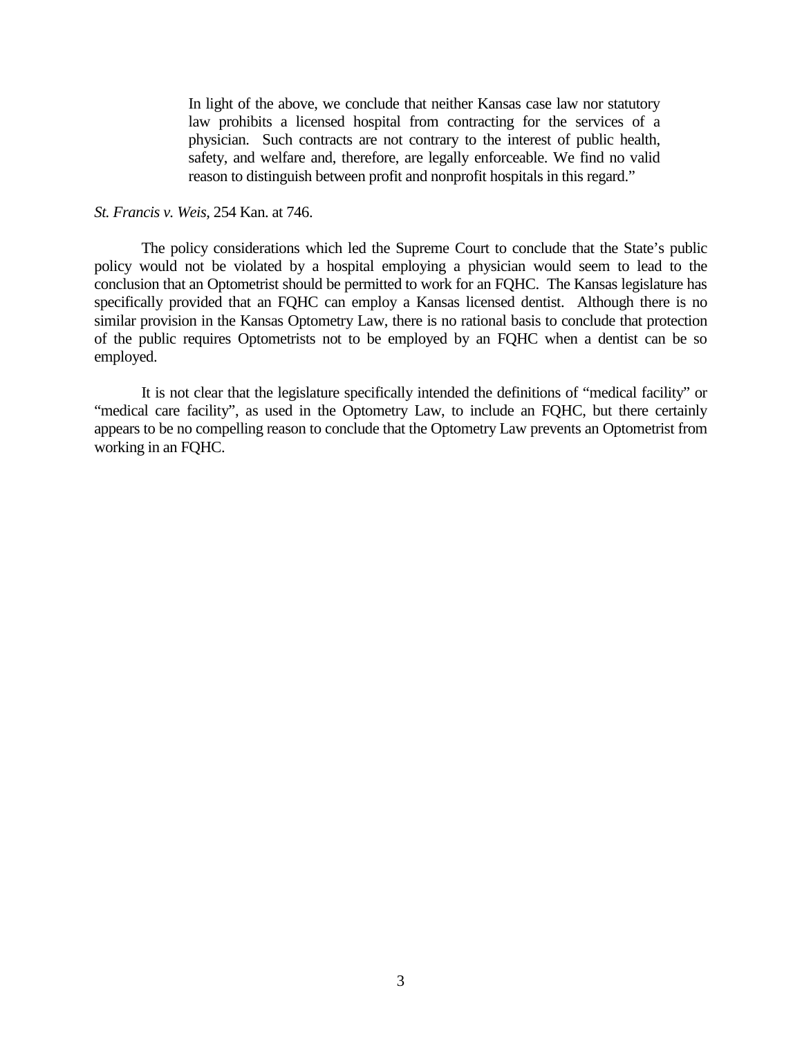> In light of the above, we conclude that neither Kansas case law nor statutory law prohibits a licensed hospital from contracting for the services of a physician. Such contracts are not contrary to the interest of public health, safety, and welfare and, therefore, are legally enforceable. We find no valid reason to distinguish between profit and nonprofit hospitals in this regard."

*St. Francis v. Weis,* 254 Kan. at 746.

The policy considerations which led the Supreme Court to conclude that the State's public policy would not be violated by a hospital employing a physician would seem to lead to the conclusion that an Optometrist should be permitted to work for an FQHC. The Kansas legislature has specifically provided that an FQHC can employ a Kansas licensed dentist. Although there is no similar provision in the Kansas Optometry Law, there is no rational basis to conclude that protection of the public requires Optometrists not to be employed by an FQHC when a dentist can be so employed.

It is not clear that the legislature specifically intended the definitions of "medical facility" or "medical care facility", as used in the Optometry Law, to include an FQHC, but there certainly appears to be no compelling reason to conclude that the Optometry Law prevents an Optometrist from working in an FQHC.